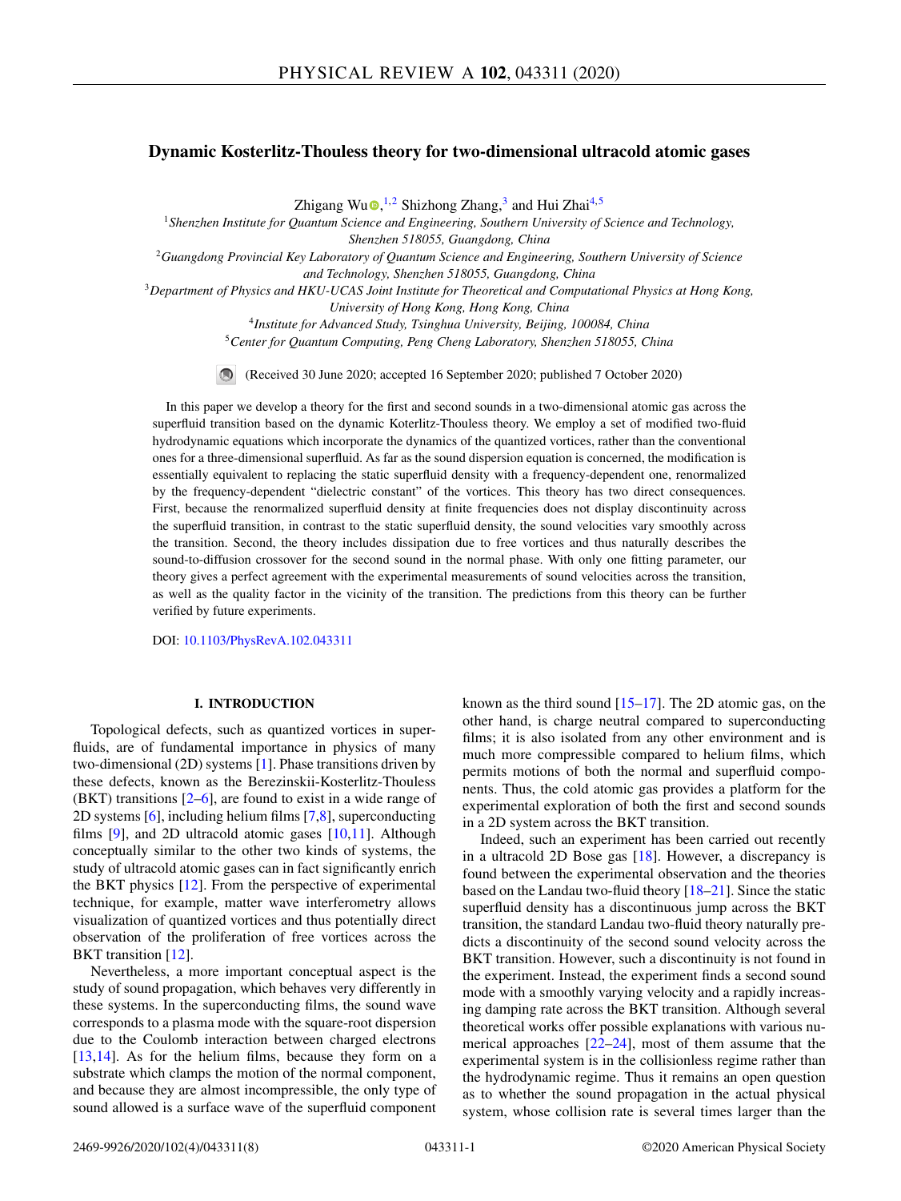# Dynamic Kosterlitz-Thouless theory for two-dimensional ultracold atomic gases

Zhigang Wu,[1,2] Shizhong Zhang,[3] and Hui Zhai[4,5]

[1]*Shenzhen Institute for Quantum Science and Engineering, Southern University of Science and Technology, Shenzhen 518055, Guangdong, China*
[2]*Guangdong Provincial Key Laboratory of Quantum Science and Engineering, Southern University of Science and Technology, Shenzhen 518055, Guangdong, China*
[3]*Department of Physics and HKU-UCAS Joint Institute for Theoretical and Computational Physics at Hong Kong, University of Hong Kong, Hong Kong, China*
[4]*Institute for Advanced Study, Tsinghua University, Beijing, 100084, China*
[5]*Center for Quantum Computing, Peng Cheng Laboratory, Shenzhen 518055, China*

(Received 30 June 2020; accepted 16 September 2020; published 7 October 2020)

In this paper we develop a theory for the first and second sounds in a two-dimensional atomic gas across the superfluid transition based on the dynamic Koterlitz-Thouless theory. We employ a set of modified two-fluid hydrodynamic equations which incorporate the dynamics of the quantized vortices, rather than the conventional ones for a three-dimensional superfluid. As far as the sound dispersion equation is concerned, the modification is essentially equivalent to replacing the static superfluid density with a frequency-dependent one, renormalized by the frequency-dependent "dielectric constant" of the vortices. This theory has two direct consequences. First, because the renormalized superfluid density at finite frequencies does not display discontinuity across the superfluid transition, in contrast to the static superfluid density, the sound velocities vary smoothly across the transition. Second, the theory includes dissipation due to free vortices and thus naturally describes the sound-to-diffusion crossover for the second sound in the normal phase. With only one fitting parameter, our theory gives a perfect agreement with the experimental measurements of sound velocities across the transition, as well as the quality factor in the vicinity of the transition. The predictions from this theory can be further verified by future experiments.

DOI: 10.1103/PhysRevA.102.043311

## I. INTRODUCTION

Topological defects, such as quantized vortices in superfluids, are of fundamental importance in physics of many two-dimensional (2D) systems [1]. Phase transitions driven by these defects, known as the Berezinskii-Kosterlitz-Thouless (BKT) transitions [2–6], are found to exist in a wide range of 2D systems [6], including helium films [7,8], superconducting films [9], and 2D ultracold atomic gases [10,11]. Although conceptually similar to the other two kinds of systems, the study of ultracold atomic gases can in fact significantly enrich the BKT physics [12]. From the perspective of experimental technique, for example, matter wave interferometry allows visualization of quantized vortices and thus potentially direct observation of the proliferation of free vortices across the BKT transition [12].

Nevertheless, a more important conceptual aspect is the study of sound propagation, which behaves very differently in these systems. In the superconducting films, the sound wave corresponds to a plasma mode with the square-root dispersion due to the Coulomb interaction between charged electrons [13,14]. As for the helium films, because they form on a substrate which clamps the motion of the normal component, and because they are almost incompressible, the only type of sound allowed is a surface wave of the superfluid component known as the third sound [15–17]. The 2D atomic gas, on the other hand, is charge neutral compared to superconducting films; it is also isolated from any other environment and is much more compressible compared to helium films, which permits motions of both the normal and superfluid components. Thus, the cold atomic gas provides a platform for the experimental exploration of both the first and second sounds in a 2D system across the BKT transition.

Indeed, such an experiment has been carried out recently in a ultracold 2D Bose gas [18]. However, a discrepancy is found between the experimental observation and the theories based on the Landau two-fluid theory [18–21]. Since the static superfluid density has a discontinuous jump across the BKT transition, the standard Landau two-fluid theory naturally predicts a discontinuity of the second sound velocity across the BKT transition. However, such a discontinuity is not found in the experiment. Instead, the experiment finds a second sound mode with a smoothly varying velocity and a rapidly increasing damping rate across the BKT transition. Although several theoretical works offer possible explanations with various numerical approaches [22–24], most of them assume that the experimental system is in the collisionless regime rather than the hydrodynamic regime. Thus it remains an open question as to whether the sound propagation in the actual physical system, whose collision rate is several times larger than the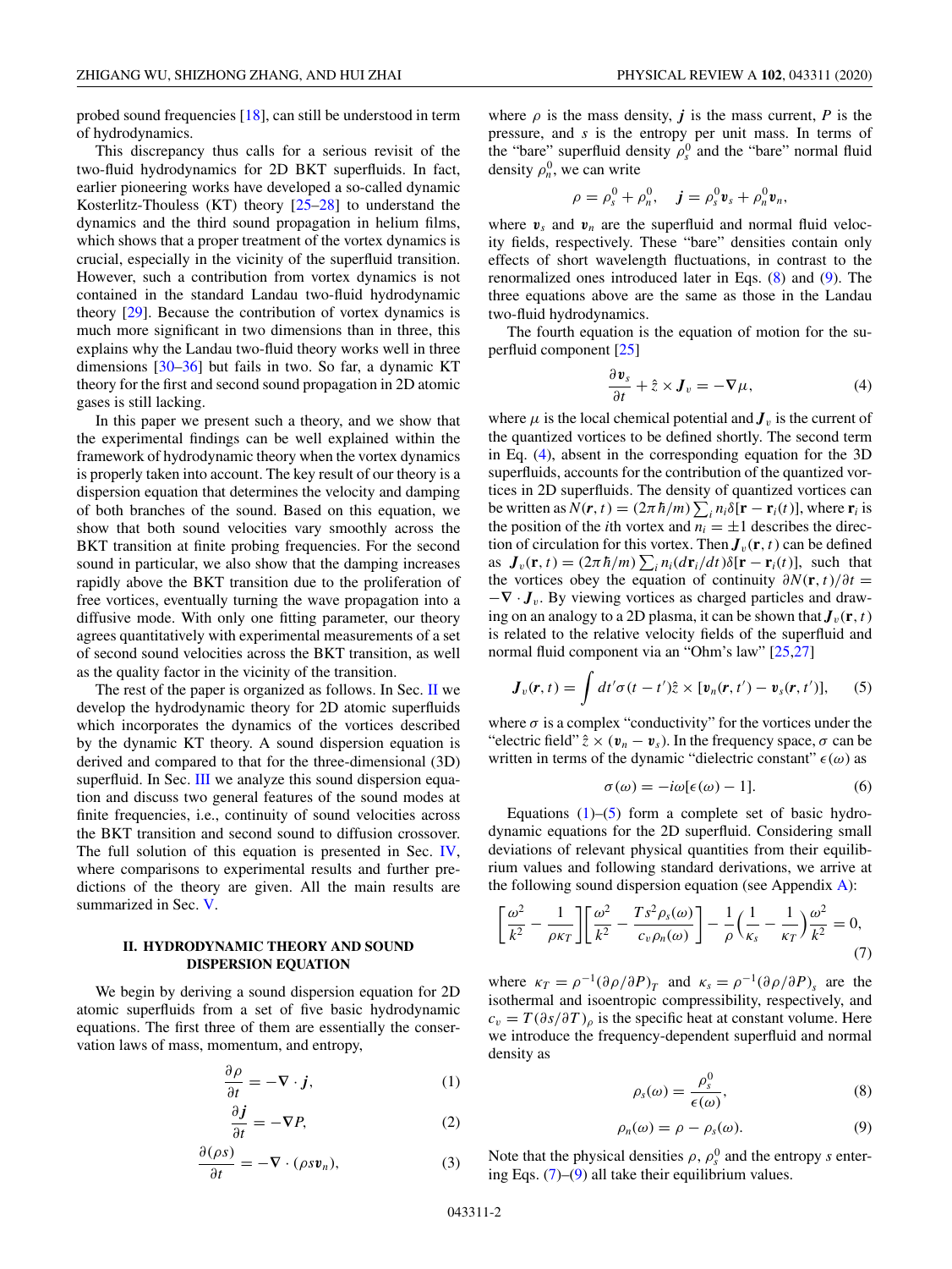probed sound frequencies [18], can still be understood in term of hydrodynamics.

This discrepancy thus calls for a serious revisit of the two-fluid hydrodynamics for 2D BKT superfluids. In fact, earlier pioneering works have developed a so-called dynamic Kosterlitz-Thouless (KT) theory [25–28] to understand the dynamics and the third sound propagation in helium films, which shows that a proper treatment of the vortex dynamics is crucial, especially in the vicinity of the superfluid transition. However, such a contribution from vortex dynamics is not contained in the standard Landau two-fluid hydrodynamic theory [29]. Because the contribution of vortex dynamics is much more significant in two dimensions than in three, this explains why the Landau two-fluid theory works well in three dimensions [30–36] but fails in two. So far, a dynamic KT theory for the first and second sound propagation in 2D atomic gases is still lacking.

In this paper we present such a theory, and we show that the experimental findings can be well explained within the framework of hydrodynamic theory when the vortex dynamics is properly taken into account. The key result of our theory is a dispersion equation that determines the velocity and damping of both branches of the sound. Based on this equation, we show that both sound velocities vary smoothly across the BKT transition at finite probing frequencies. For the second sound in particular, we also show that the damping increases rapidly above the BKT transition due to the proliferation of free vortices, eventually turning the wave propagation into a diffusive mode. With only one fitting parameter, our theory agrees quantitatively with experimental measurements of a set of second sound velocities across the BKT transition, as well as the quality factor in the vicinity of the transition.

The rest of the paper is organized as follows. In Sec. II we develop the hydrodynamic theory for 2D atomic superfluids which incorporates the dynamics of the vortices described by the dynamic KT theory. A sound dispersion equation is derived and compared to that for the three-dimensional (3D) superfluid. In Sec. III we analyze this sound dispersion equation and discuss two general features of the sound modes at finite frequencies, i.e., continuity of sound velocities across the BKT transition and second sound to diffusion crossover. The full solution of this equation is presented in Sec. IV, where comparisons to experimental results and further predictions of the theory are given. All the main results are summarized in Sec. V.

## II. HYDRODYNAMIC THEORY AND SOUND DISPERSION EQUATION

We begin by deriving a sound dispersion equation for 2D atomic superfluids from a set of five basic hydrodynamic equations. The first three of them are essentially the conservation laws of mass, momentum, and entropy,

$$\frac{\partial \rho}{\partial t} = -\nabla \cdot \boldsymbol{j}, \tag{1}$$

$$\frac{\partial \boldsymbol{j}}{\partial t} = -\nabla P, \tag{2}$$

$$\frac{\partial (\rho s)}{\partial t} = -\nabla \cdot (\rho s \boldsymbol{v}_n), \tag{3}$$

where $\rho$ is the mass density, $\boldsymbol{j}$ is the mass current, $P$ is the pressure, and $s$ is the entropy per unit mass. In terms of the "bare" superfluid density $\rho_s^0$ and the "bare" normal fluid density $\rho_n^0$, we can write

$$\rho = \rho_s^0 + \rho_n^0, \quad \boldsymbol{j} = \rho_s^0 \boldsymbol{v}_s + \rho_n^0 \boldsymbol{v}_n,$$

where $\boldsymbol{v}_s$ and $\boldsymbol{v}_n$ are the superfluid and normal fluid velocity fields, respectively. These "bare" densities contain only effects of short wavelength fluctuations, in contrast to the renormalized ones introduced later in Eqs. (8) and (9). The three equations above are the same as those in the Landau two-fluid hydrodynamics.

The fourth equation is the equation of motion for the superfluid component [25]

$$\frac{\partial \boldsymbol{v}_s}{\partial t} + \hat{z} \times \boldsymbol{J}_v = -\nabla \mu, \tag{4}$$

where $\mu$ is the local chemical potential and $\boldsymbol{J}_v$ is the current of the quantized vortices to be defined shortly. The second term in Eq. (4), absent in the corresponding equation for the 3D superfluids, accounts for the contribution of the quantized vortices in 2D superfluids. The density of quantized vortices can be written as $N(\boldsymbol{r}, t) = (2\pi\hbar/m)\sum_i n_i \delta[\mathbf{r} - \mathbf{r}_i(t)]$, where $\mathbf{r}_i$ is the position of the $i$th vortex and $n_i = \pm 1$ describes the direction of circulation for this vortex. Then $\boldsymbol{J}_v(\mathbf{r}, t)$ can be defined as $\boldsymbol{J}_v(\mathbf{r}, t) = (2\pi\hbar/m)\sum_i n_i (d\mathbf{r}_i/dt)\delta[\mathbf{r} - \mathbf{r}_i(t)]$, such that the vortices obey the equation of continuity $\partial N(\mathbf{r}, t)/\partial t = -\nabla \cdot \boldsymbol{J}_v$. By viewing vortices as charged particles and drawing on an analogy to a 2D plasma, it can be shown that $\boldsymbol{J}_v(\mathbf{r}, t)$ is related to the relative velocity fields of the superfluid and normal fluid component via an "Ohm's law" [25,27]

$$\boldsymbol{J}_v(\boldsymbol{r}, t) = \int dt' \sigma(t - t') \hat{z} \times [\boldsymbol{v}_n(\boldsymbol{r}, t') - \boldsymbol{v}_s(\boldsymbol{r}, t')], \tag{5}$$

where $\sigma$ is a complex "conductivity" for the vortices under the "electric field" $\hat{z} \times (\boldsymbol{v}_n - \boldsymbol{v}_s)$. In the frequency space, $\sigma$ can be written in terms of the dynamic "dielectric constant" $\epsilon(\omega)$ as

$$\sigma(\omega) = -i\omega[\epsilon(\omega) - 1]. \tag{6}$$

Equations (1)–(5) form a complete set of basic hydrodynamic equations for the 2D superfluid. Considering small deviations of relevant physical quantities from their equilibrium values and following standard derivations, we arrive at the following sound dispersion equation (see Appendix A):

$$\left[\frac{\omega^2}{k^2} - \frac{1}{\rho\kappa_T}\right]\left[\frac{\omega^2}{k^2} - \frac{Ts^2\rho_s(\omega)}{c_v\rho_n(\omega)}\right] - \frac{1}{\rho}\left(\frac{1}{\kappa_s} - \frac{1}{\kappa_T}\right)\frac{\omega^2}{k^2} = 0, \tag{7}$$

where $\kappa_T = \rho^{-1}(\partial\rho/\partial P)_T$ and $\kappa_s = \rho^{-1}(\partial\rho/\partial P)_s$ are the isothermal and isoentropic compressibility, respectively, and $c_v = T(\partial s/\partial T)_\rho$ is the specific heat at constant volume. Here we introduce the frequency-dependent superfluid and normal density as

$$\rho_s(\omega) = \frac{\rho_s^0}{\epsilon(\omega)}, \tag{8}$$

$$\rho_n(\omega) = \rho - \rho_s(\omega). \tag{9}$$

Note that the physical densities $\rho$, $\rho_s^0$ and the entropy $s$ entering Eqs. (7)–(9) all take their equilibrium values.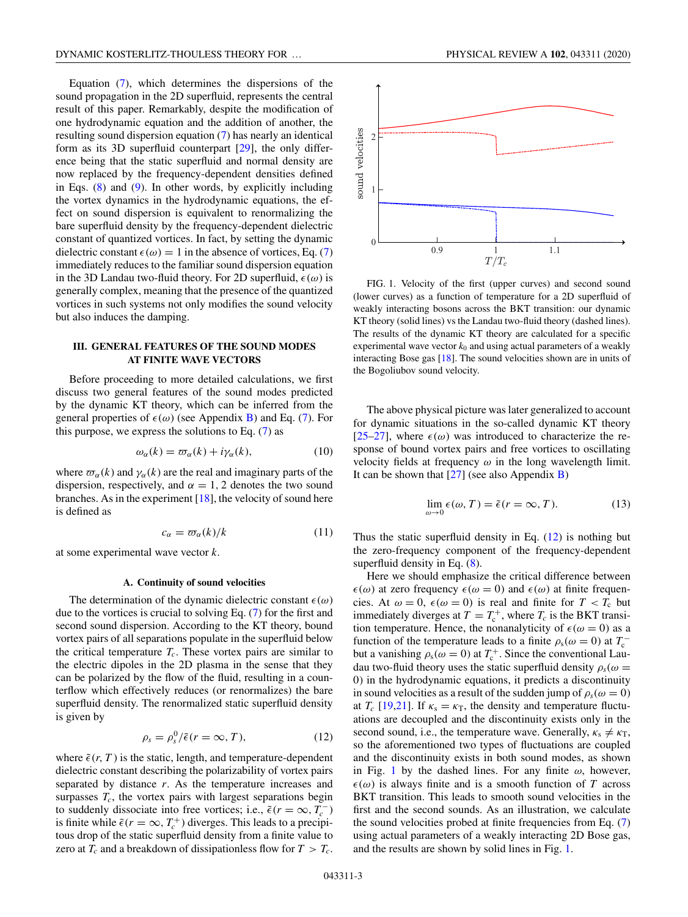Equation (7), which determines the dispersions of the sound propagation in the 2D superfluid, represents the central result of this paper. Remarkably, despite the modification of one hydrodynamic equation and the addition of another, the resulting sound dispersion equation (7) has nearly an identical form as its 3D superfluid counterpart [29], the only difference being that the static superfluid and normal density are now replaced by the frequency-dependent densities defined in Eqs. (8) and (9). In other words, by explicitly including the vortex dynamics in the hydrodynamic equations, the effect on sound dispersion is equivalent to renormalizing the bare superfluid density by the frequency-dependent dielectric constant of quantized vortices. In fact, by setting the dynamic dielectric constant $\epsilon(\omega) = 1$ in the absence of vortices, Eq. (7) immediately reduces to the familiar sound dispersion equation in the 3D Landau two-fluid theory. For 2D superfluid, $\epsilon(\omega)$ is generally complex, meaning that the presence of the quantized vortices in such systems not only modifies the sound velocity but also induces the damping.

## III. GENERAL FEATURES OF THE SOUND MODES AT FINITE WAVE VECTORS

Before proceeding to more detailed calculations, we first discuss two general features of the sound modes predicted by the dynamic KT theory, which can be inferred from the general properties of $\epsilon(\omega)$ (see Appendix B) and Eq. (7). For this purpose, we express the solutions to Eq. (7) as

$$\omega_\alpha(k) = \varpi_\alpha(k) + i\gamma_\alpha(k), \tag{10}$$

where $\varpi_\alpha(k)$ and $\gamma_\alpha(k)$ are the real and imaginary parts of the dispersion, respectively, and $\alpha = 1, 2$ denotes the two sound branches. As in the experiment [18], the velocity of sound here is defined as

$$c_\alpha = \varpi_\alpha(k)/k \tag{11}$$

at some experimental wave vector $k$.

### A. Continuity of sound velocities

The determination of the dynamic dielectric constant $\epsilon(\omega)$ due to the vortices is crucial to solving Eq. (7) for the first and second sound dispersion. According to the KT theory, bound vortex pairs of all separations populate in the superfluid below the critical temperature $T_c$. These vortex pairs are similar to the electric dipoles in the 2D plasma in the sense that they can be polarized by the flow of the fluid, resulting in a counterflow which effectively reduces (or renormalizes) the bare superfluid density. The renormalized static superfluid density is given by

$$\rho_s = \rho_s^0/\tilde{\epsilon}(r = \infty, T), \tag{12}$$

where $\tilde{\epsilon}(r, T)$ is the static, length, and temperature-dependent dielectric constant describing the polarizability of vortex pairs separated by distance $r$. As the temperature increases and surpasses $T_c$, the vortex pairs with largest separations begin to suddenly dissociate into free vortices; i.e., $\tilde{\epsilon}(r = \infty, T_c^-)$ is finite while $\tilde{\epsilon}(r = \infty, T_c^+)$ diverges. This leads to a precipitous drop of the static superfluid density from a finite value to zero at $T_c$ and a breakdown of dissipationless flow for $T > T_c$.

FIG. 1. Velocity of the first (upper curves) and second sound (lower curves) as a function of temperature for a 2D superfluid of weakly interacting bosons across the BKT transition: our dynamic KT theory (solid lines) vs the Landau two-fluid theory (dashed lines). The results of the dynamic KT theory are calculated for a specific experimental wave vector $k_0$ and using actual parameters of a weakly interacting Bose gas [18]. The sound velocities shown are in units of the Bogoliubov sound velocity.

The above physical picture was later generalized to account for dynamic situations in the so-called dynamic KT theory [25–27], where $\epsilon(\omega)$ was introduced to characterize the response of bound vortex pairs and free vortices to oscillating velocity fields at frequency $\omega$ in the long wavelength limit. It can be shown that [27] (see also Appendix B)

$$\lim_{\omega\to 0} \epsilon(\omega, T) = \tilde{\epsilon}(r = \infty, T). \tag{13}$$

Thus the static superfluid density in Eq. (12) is nothing but the zero-frequency component of the frequency-dependent superfluid density in Eq. (8).

Here we should emphasize the critical difference between $\epsilon(\omega)$ at zero frequency $\epsilon(\omega = 0)$ and $\epsilon(\omega)$ at finite frequencies. At $\omega = 0$, $\epsilon(\omega = 0)$ is real and finite for $T < T_c$ but immediately diverges at $T = T_c^+$, where $T_c$ is the BKT transition temperature. Hence, the nonanalyticity of $\epsilon(\omega = 0)$ as a function of the temperature leads to a finite $\rho_s(\omega = 0)$ at $T_c^-$ but a vanishing $\rho_s(\omega = 0)$ at $T_c^+$. Since the conventional Landau two-fluid theory uses the static superfluid density $\rho_s(\omega = 0)$ in the hydrodynamic equations, it predicts a discontinuity in sound velocities as a result of the sudden jump of $\rho_s(\omega = 0)$ at $T_c$ [19,21]. If $\kappa_s = \kappa_T$, the density and temperature fluctuations are decoupled and the discontinuity exists only in the second sound, i.e., the temperature wave. Generally, $\kappa_s \neq \kappa_T$, so the aforementioned two types of fluctuations are coupled and the discontinuity exists in both sound modes, as shown in Fig. 1 by the dashed lines. For any finite $\omega$, however, $\epsilon(\omega)$ is always finite and is a smooth function of $T$ across BKT transition. This leads to smooth sound velocities in the first and the second sounds. As an illustration, we calculate the sound velocities probed at finite frequencies from Eq. (7) using actual parameters of a weakly interacting 2D Bose gas, and the results are shown by solid lines in Fig. 1.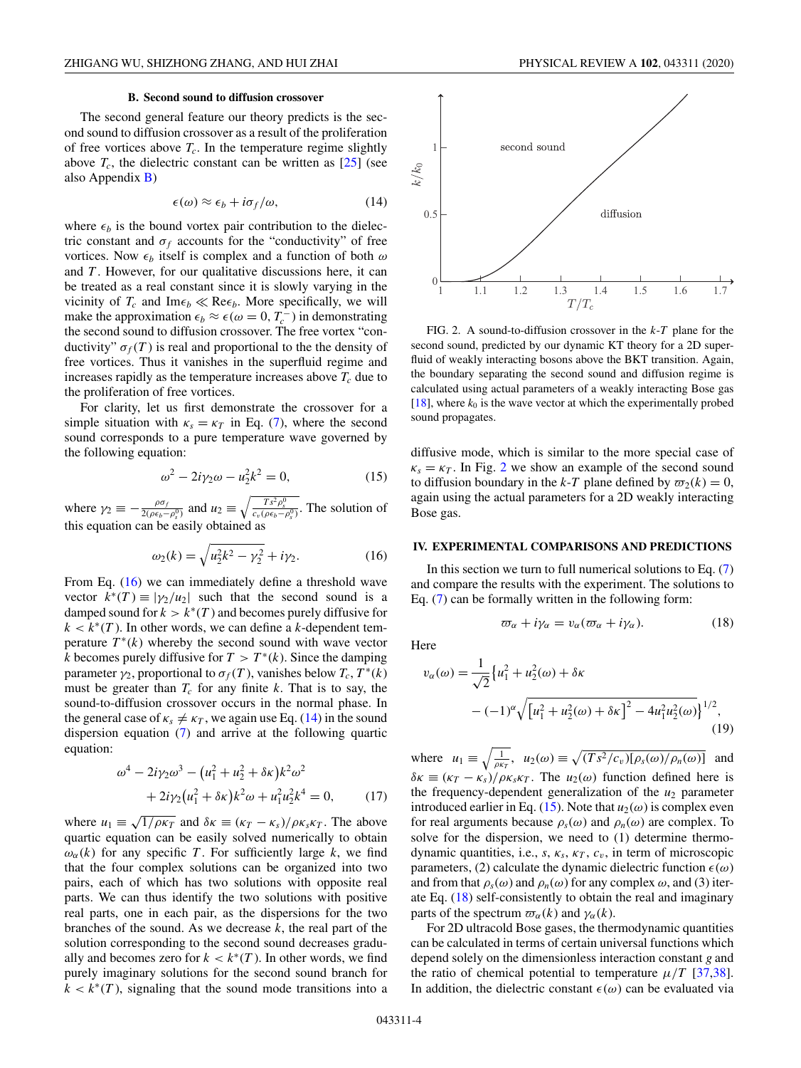### B. Second sound to diffusion crossover

The second general feature our theory predicts is the second sound to diffusion crossover as a result of the proliferation of free vortices above $T_c$. In the temperature regime slightly above $T_c$, the dielectric constant can be written as [25] (see also Appendix B)

$$\epsilon(\omega) \approx \epsilon_b + i\sigma_f/\omega, \tag{14}$$

where $\epsilon_b$ is the bound vortex pair contribution to the dielectric constant and $\sigma_f$ accounts for the "conductivity" of free vortices. Now $\epsilon_b$ itself is complex and a function of both $\omega$ and $T$. However, for our qualitative discussions here, it can be treated as a real constant since it is slowly varying in the vicinity of $T_c$ and $\text{Im}\epsilon_b \ll \text{Re}\epsilon_b$. More specifically, we will make the approximation $\epsilon_b \approx \epsilon(\omega = 0, T_c^-)$ in demonstrating the second sound to diffusion crossover. The free vortex "conductivity" $\sigma_f(T)$ is real and proportional to the the density of free vortices. Thus it vanishes in the superfluid regime and increases rapidly as the temperature increases above $T_c$ due to the proliferation of free vortices.

For clarity, let us first demonstrate the crossover for a simple situation with $\kappa_s = \kappa_T$ in Eq. (7), where the second sound corresponds to a pure temperature wave governed by the following equation:

$$\omega^2 - 2i\gamma_2\omega - u_2^2 k^2 = 0, \tag{15}$$

where $\gamma_2 \equiv -\frac{\rho\sigma_f}{2(\rho\epsilon_b - \rho_s^0)}$ and $u_2 \equiv \sqrt{\frac{Ts^2\rho_s^0}{c_v(\rho\epsilon_b - \rho_s^0)}}$. The solution of this equation can be easily obtained as

$$\omega_2(k) = \sqrt{u_2^2k^2 - \gamma_2^2} + i\gamma_2. \tag{16}$$

From Eq. (16) we can immediately define a threshold wave vector $k^*(T) \equiv |\gamma_2/u_2|$ such that the second sound is a damped sound for $k > k^*(T)$ and becomes purely diffusive for $k < k^*(T)$. In other words, we can define a $k$-dependent temperature $T^*(k)$ whereby the second sound with wave vector $k$ becomes purely diffusive for $T > T^*(k)$. Since the damping parameter $\gamma_2$, proportional to $\sigma_f(T)$, vanishes below $T_c$, $T^*(k)$ must be greater than $T_c$ for any finite $k$. That is to say, the sound-to-diffusion crossover occurs in the normal phase. In the general case of $\kappa_s \neq \kappa_T$, we again use Eq. (14) in the sound dispersion equation (7) and arrive at the following quartic equation:

$$\begin{aligned}\omega^4 - 2i\gamma_2\omega^3 &- \left(u_1^2 + u_2^2 + \delta\kappa\right)k^2\omega^2 \\ &+ 2i\gamma_2\left(u_1^2 + \delta\kappa\right)k^2\omega + u_1^2u_2^2k^4 = 0,\end{aligned} \tag{17}$$

where $u_1 \equiv \sqrt{1/\rho\kappa_T}$ and $\delta\kappa \equiv (\kappa_T - \kappa_s)/\rho\kappa_s\kappa_T$. The above quartic equation can be easily solved numerically to obtain $\omega_\alpha(k)$ for any specific $T$. For sufficiently large $k$, we find that the four complex solutions can be organized into two pairs, each of which has two solutions with opposite real parts. We can thus identify the two solutions with positive real parts, one in each pair, as the dispersions for the two branches of the sound. As we decrease $k$, the real part of the solution corresponding to the second sound decreases gradually and becomes zero for $k < k^*(T)$. In other words, we find purely imaginary solutions for the second sound branch for $k < k^*(T)$, signaling that the sound mode transitions into a diffusive mode, which is similar to the more special case of $\kappa_s = \kappa_T$. In Fig. 2 we show an example of the second sound to diffusion boundary in the $k$-$T$ plane defined by $\varpi_2(k) = 0$, again using the actual parameters for a 2D weakly interacting Bose gas.

FIG. 2. A sound-to-diffusion crossover in the $k$-$T$ plane for the second sound, predicted by our dynamic KT theory for a 2D superfluid of weakly interacting bosons above the BKT transition. Again, the boundary separating the second sound and diffusion regime is calculated using actual parameters of a weakly interacting Bose gas [18], where $k_0$ is the wave vector at which the experimentally probed sound propagates.

## IV. EXPERIMENTAL COMPARISONS AND PREDICTIONS

In this section we turn to full numerical solutions to Eq. (7) and compare the results with the experiment. The solutions to Eq. (7) can be formally written in the following form:

$$\varpi_\alpha + i\gamma_\alpha = v_\alpha(\varpi_\alpha + i\gamma_\alpha). \tag{18}$$

Here

$$\begin{aligned}v_\alpha(\omega) = \frac{1}{\sqrt{2}}\Big\{&u_1^2 + u_2^2(\omega) + \delta\kappa \\ &- (-1)^\alpha\sqrt{\left[u_1^2 + u_2^2(\omega) + \delta\kappa\right]^2 - 4u_1^2u_2^2(\omega)}\Big\}^{1/2},\end{aligned} \tag{19}$$

where $u_1 \equiv \sqrt{\frac{1}{\rho\kappa_T}}$, $u_2(\omega) \equiv \sqrt{(Ts^2/c_v)[\rho_s(\omega)/\rho_n(\omega)]}$ and $\delta\kappa \equiv (\kappa_T - \kappa_s)/\rho\kappa_s\kappa_T$. The $u_2(\omega)$ function defined here is the frequency-dependent generalization of the $u_2$ parameter introduced earlier in Eq. (15). Note that $u_2(\omega)$ is complex even for real arguments because $\rho_s(\omega)$ and $\rho_n(\omega)$ are complex. To solve for the dispersion, we need to (1) determine thermodynamic quantities, i.e., $s$, $\kappa_s$, $\kappa_T$, $c_v$, in term of microscopic parameters, (2) calculate the dynamic dielectric function $\epsilon(\omega)$ and from that $\rho_s(\omega)$ and $\rho_n(\omega)$ for any complex $\omega$, and (3) iterate Eq. (18) self-consistently to obtain the real and imaginary parts of the spectrum $\varpi_\alpha(k)$ and $\gamma_\alpha(k)$.

For 2D ultracold Bose gases, the thermodynamic quantities can be calculated in terms of certain universal functions which depend solely on the dimensionless interaction constant $g$ and the ratio of chemical potential to temperature $\mu/T$ [37,38]. In addition, the dielectric constant $\epsilon(\omega)$ can be evaluated via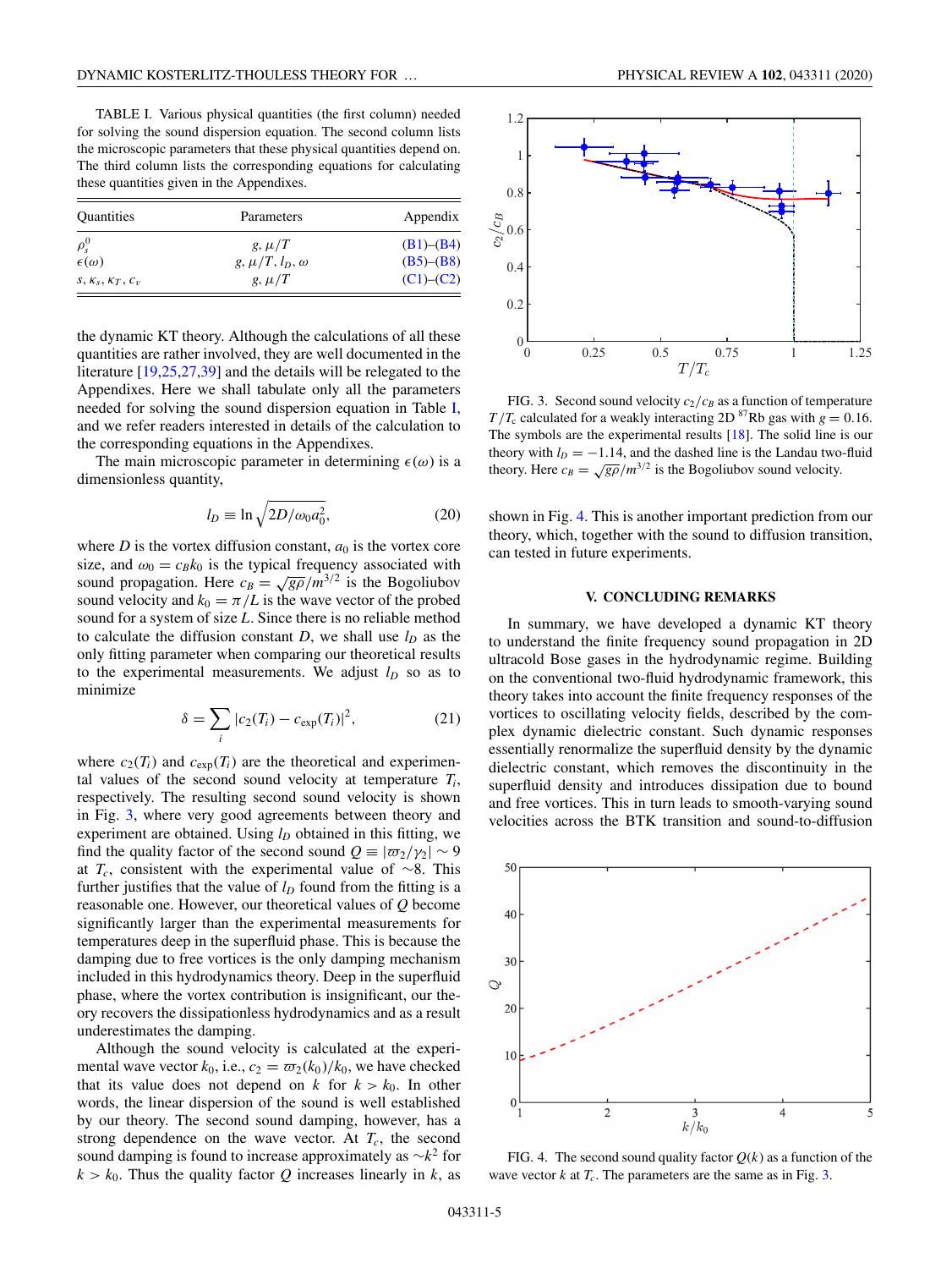TABLE I. Various physical quantities (the first column) needed for solving the sound dispersion equation. The second column lists the microscopic parameters that these physical quantities depend on. The third column lists the corresponding equations for calculating these quantities given in the Appendixes.

| Quantities | Parameters | Appendix |
|---|---|---|
| $\rho_s^0$ | $g$, $\mu/T$ | (B1)–(B4) |
| $\epsilon(\omega)$ | $g$, $\mu/T$, $l_D$, $\omega$ | (B5)–(B8) |
| $s$, $\kappa_s$, $\kappa_T$, $c_v$ | $g$, $\mu/T$ | (C1)–(C2) |

the dynamic KT theory. Although the calculations of all these quantities are rather involved, they are well documented in the literature [19,25,27,39] and the details will be relegated to the Appendixes. Here we shall tabulate only all the parameters needed for solving the sound dispersion equation in Table I, and we refer readers interested in details of the calculation to the corresponding equations in the Appendixes.

The main microscopic parameter in determining $\epsilon(\omega)$ is a dimensionless quantity,

$$l_D \equiv \ln\sqrt{2D/\omega_0 a_0^2}, \tag{20}$$

where $D$ is the vortex diffusion constant, $a_0$ is the vortex core size, and $\omega_0 = c_B k_0$ is the typical frequency associated with sound propagation. Here $c_B = \sqrt{g\rho}/m^{3/2}$ is the Bogoliubov sound velocity and $k_0 = \pi/L$ is the wave vector of the probed sound for a system of size $L$. Since there is no reliable method to calculate the diffusion constant $D$, we shall use $l_D$ as the only fitting parameter when comparing our theoretical results to the experimental measurements. We adjust $l_D$ so as to minimize

$$\delta = \sum_i |c_2(T_i) - c_{\rm exp}(T_i)|^2, \tag{21}$$

where $c_2(T_i)$ and $c_{\rm exp}(T_i)$ are the theoretical and experimental values of the second sound velocity at temperature $T_i$, respectively. The resulting second sound velocity is shown in Fig. 3, where very good agreements between theory and experiment are obtained. Using $l_D$ obtained in this fitting, we find the quality factor of the second sound $Q \equiv |\varpi_2/\gamma_2| \sim 9$ at $T_c$, consistent with the experimental value of $\sim$8. This further justifies that the value of $l_D$ found from the fitting is a reasonable one. However, our theoretical values of $Q$ become significantly larger than the experimental measurements for temperatures deep in the superfluid phase. This is because the damping due to free vortices is the only damping mechanism included in this hydrodynamics theory. Deep in the superfluid phase, where the vortex contribution is insignificant, our theory recovers the dissipationless hydrodynamics and as a result underestimates the damping.

Although the sound velocity is calculated at the experimental wave vector $k_0$, i.e., $c_2 = \varpi_2(k_0)/k_0$, we have checked that its value does not depend on $k$ for $k > k_0$. In other words, the linear dispersion of the sound is well established by our theory. The second sound damping, however, has a strong dependence on the wave vector. At $T_c$, the second sound damping is found to increase approximately as $\sim k^2$ for $k > k_0$. Thus the quality factor $Q$ increases linearly in $k$, as shown in Fig. 4. This is another important prediction from our theory, which, together with the sound to diffusion transition, can tested in future experiments.

FIG. 3. Second sound velocity $c_2/c_B$ as a function of temperature $T/T_c$ calculated for a weakly interacting 2D $^{87}$Rb gas with $g = 0.16$. The symbols are the experimental results [18]. The solid line is our theory with $l_D = -1.14$, and the dashed line is the Landau two-fluid theory. Here $c_B = \sqrt{g\rho}/m^{3/2}$ is the Bogoliubov sound velocity.

## V. CONCLUDING REMARKS

In summary, we have developed a dynamic KT theory to understand the finite frequency sound propagation in 2D ultracold Bose gases in the hydrodynamic regime. Building on the conventional two-fluid hydrodynamic framework, this theory takes into account the finite frequency responses of the vortices to oscillating velocity fields, described by the complex dynamic dielectric constant. Such dynamic responses essentially renormalize the superfluid density by the dynamic dielectric constant, which removes the discontinuity in the superfluid density and introduces dissipation due to bound and free vortices. This in turn leads to smooth-varying sound velocities across the BTK transition and sound-to-diffusion

FIG. 4. The second sound quality factor $Q(k)$ as a function of the wave vector $k$ at $T_c$. The parameters are the same as in Fig. 3.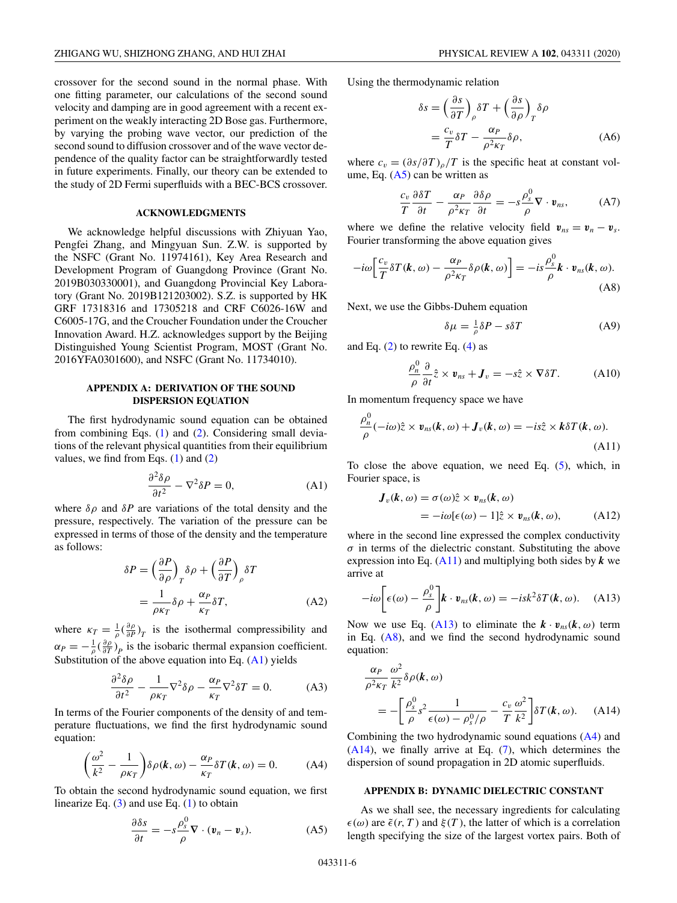crossover for the second sound in the normal phase. With one fitting parameter, our calculations of the second sound velocity and damping are in good agreement with a recent experiment on the weakly interacting 2D Bose gas. Furthermore, by varying the probing wave vector, our prediction of the second sound to diffusion crossover and of the wave vector dependence of the quality factor can be straightforwardly tested in future experiments. Finally, our theory can be extended to the study of 2D Fermi superfluids with a BEC-BCS crossover.

## ACKNOWLEDGMENTS

We acknowledge helpful discussions with Zhiyuan Yao, Pengfei Zhang, and Mingyuan Sun. Z.W. is supported by the NSFC (Grant No. 11974161), Key Area Research and Development Program of Guangdong Province (Grant No. 2019B030330001), and Guangdong Provincial Key Laboratory (Grant No. 2019B121203002). S.Z. is supported by HK GRF 17318316 and 17305218 and CRF C6026-16W and C6005-17G, and the Croucher Foundation under the Croucher Innovation Award. H.Z. acknowledges support by the Beijing Distinguished Young Scientist Program, MOST (Grant No. 2016YFA0301600), and NSFC (Grant No. 11734010).

## APPENDIX A: DERIVATION OF THE SOUND DISPERSION EQUATION

The first hydrodynamic sound equation can be obtained from combining Eqs. (1) and (2). Considering small deviations of the relevant physical quantities from their equilibrium values, we find from Eqs. (1) and (2)

$$\frac{\partial^2 \delta\rho}{\partial t^2} - \nabla^2 \delta P = 0, \tag{A1}$$

where $\delta\rho$ and $\delta P$ are variations of the total density and the pressure, respectively. The variation of the pressure can be expressed in terms of those of the density and the temperature as follows:

$$\begin{aligned}\delta P &= \left(\frac{\partial P}{\partial \rho}\right)_T \delta\rho + \left(\frac{\partial P}{\partial T}\right)_\rho \delta T \\ &= \frac{1}{\rho\kappa_T}\delta\rho + \frac{\alpha_P}{\kappa_T}\delta T,\end{aligned} \tag{A2}$$

where $\kappa_T = \frac{1}{\rho}(\frac{\partial\rho}{\partial P})_T$ is the isothermal compressibility and $\alpha_P = -\frac{1}{\rho}(\frac{\partial\rho}{\partial T})_P$ is the isobaric thermal expansion coefficient. Substitution of the above equation into Eq. (A1) yields

$$\frac{\partial^2 \delta\rho}{\partial t^2} - \frac{1}{\rho\kappa_T}\nabla^2\delta\rho - \frac{\alpha_P}{\kappa_T}\nabla^2\delta T = 0. \tag{A3}$$

In terms of the Fourier components of the density of and temperature fluctuations, we find the first hydrodynamic sound equation:

$$\left(\frac{\omega^2}{k^2} - \frac{1}{\rho\kappa_T}\right)\delta\rho(\boldsymbol{k},\omega) - \frac{\alpha_P}{\kappa_T}\delta T(\boldsymbol{k},\omega) = 0. \tag{A4}$$

To obtain the second hydrodynamic sound equation, we first linearize Eq. (3) and use Eq. (1) to obtain

$$\frac{\partial \delta s}{\partial t} = -s\frac{\rho_s^0}{\rho}\nabla\cdot(\boldsymbol{v}_n - \boldsymbol{v}_s). \tag{A5}$$

Using the thermodynamic relation

$$\begin{aligned}\delta s &= \left(\frac{\partial s}{\partial T}\right)_\rho \delta T + \left(\frac{\partial s}{\partial \rho}\right)_T \delta\rho \\ &= \frac{c_v}{T}\delta T - \frac{\alpha_P}{\rho^2\kappa_T}\delta\rho,\end{aligned} \tag{A6}$$

where $c_v = (\partial s/\partial T)_\rho / T$ is the specific heat at constant volume, Eq. (A5) can be written as

$$\frac{c_v}{T}\frac{\partial\delta T}{\partial t} - \frac{\alpha_P}{\rho^2\kappa_T}\frac{\partial\delta\rho}{\partial t} = -s\frac{\rho_s^0}{\rho}\nabla\cdot\boldsymbol{v}_{ns}, \tag{A7}$$

where we define the relative velocity field $\boldsymbol{v}_{ns} = \boldsymbol{v}_n - \boldsymbol{v}_s$. Fourier transforming the above equation gives

$$-i\omega\left[\frac{c_v}{T}\delta T(\boldsymbol{k},\omega) - \frac{\alpha_P}{\rho^2\kappa_T}\delta\rho(\boldsymbol{k},\omega)\right] = -is\frac{\rho_s^0}{\rho}\boldsymbol{k}\cdot\boldsymbol{v}_{ns}(\boldsymbol{k},\omega). \tag{A8}$$

Next, we use the Gibbs-Duhem equation

$$\delta\mu = \tfrac{1}{\rho}\delta P - s\delta T \tag{A9}$$

and Eq. (2) to rewrite Eq. (4) as

$$\frac{\rho_n^0}{\rho}\frac{\partial}{\partial t}\hat{z}\times\boldsymbol{v}_{ns} + \boldsymbol{J}_v = -s\hat{z}\times\nabla\delta T. \tag{A10}$$

In momentum frequency space we have

$$\frac{\rho_n^0}{\rho}(-i\omega)\hat{z}\times\boldsymbol{v}_{ns}(\boldsymbol{k},\omega) + \boldsymbol{J}_v(\boldsymbol{k},\omega) = -is\hat{z}\times\boldsymbol{k}\delta T(\boldsymbol{k},\omega). \tag{A11}$$

To close the above equation, we need Eq. (5), which, in Fourier space, is

$$\begin{aligned}\boldsymbol{J}_v(\boldsymbol{k},\omega) &= \sigma(\omega)\hat{z}\times\boldsymbol{v}_{ns}(\boldsymbol{k},\omega) \\ &= -i\omega[\epsilon(\omega) - 1]\hat{z}\times\boldsymbol{v}_{ns}(\boldsymbol{k},\omega),\end{aligned} \tag{A12}$$

where in the second line expressed the complex conductivity $\sigma$ in terms of the dielectric constant. Substituting the above expression into Eq. (A11) and multiplying both sides by $\boldsymbol{k}$ we arrive at

$$-i\omega\left[\epsilon(\omega) - \frac{\rho_s^0}{\rho}\right]\boldsymbol{k}\cdot\boldsymbol{v}_{ns}(\boldsymbol{k},\omega) = -isk^2\delta T(\boldsymbol{k},\omega). \tag{A13}$$

Now we use Eq. (A13) to eliminate the $\boldsymbol{k}\cdot\boldsymbol{v}_{ns}(\boldsymbol{k},\omega)$ term in Eq. (A8), and we find the second hydrodynamic sound equation:

$$\begin{aligned}&\frac{\alpha_P}{\rho^2\kappa_T}\frac{\omega^2}{k^2}\delta\rho(\boldsymbol{k},\omega) \\ &\quad = -\left[\frac{\rho_s^0}{\rho}s^2\frac{1}{\epsilon(\omega) - \rho_s^0/\rho} - \frac{c_v}{T}\frac{\omega^2}{k^2}\right]\delta T(\boldsymbol{k},\omega).\end{aligned} \tag{A14}$$

Combining the two hydrodynamic sound equations (A4) and (A14), we finally arrive at Eq. (7), which determines the dispersion of sound propagation in 2D atomic superfluids.

## APPENDIX B: DYNAMIC DIELECTRIC CONSTANT

As we shall see, the necessary ingredients for calculating $\epsilon(\omega)$ are $\tilde{\epsilon}(r, T)$ and $\xi(T)$, the latter of which is a correlation length specifying the size of the largest vortex pairs. Both of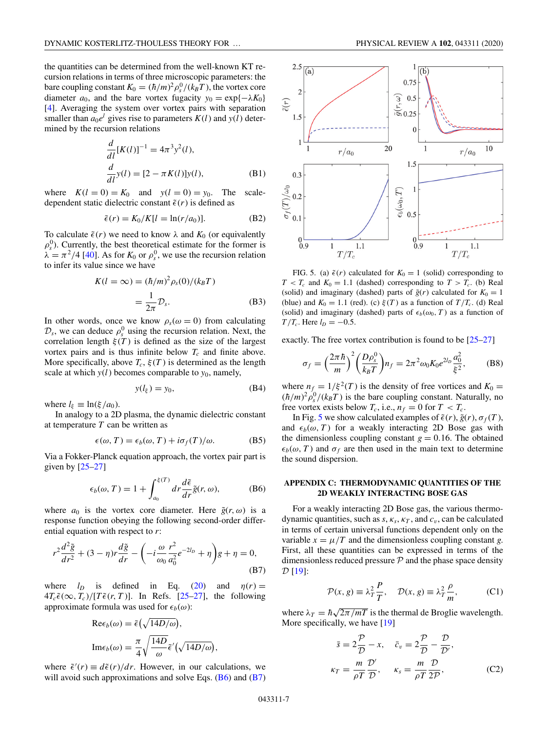the quantities can be determined from the well-known KT recursion relations in terms of three microscopic parameters: the bare coupling constant $K_0 = (\hbar/m)^2\rho_s^0/(k_BT)$, the vortex core diameter $a_0$, and the bare vortex fugacity $y_0 = \exp\{-\lambda K_0\}$ [4]. Averaging the system over vortex pairs with separation smaller than $a_0 e^l$ gives rise to parameters $K(l)$ and $y(l)$ determined by the recursion relations

$$\frac{d}{dl}[K(l)]^{-1} = 4\pi^3 y^2(l),$$
$$\frac{d}{dl}y(l) = [2 - \pi K(l)]y(l), \tag{B1}$$

where $K(l=0) = K_0$ and $y(l=0) = y_0$. The scale-dependent static dielectric constant $\tilde{\epsilon}(r)$ is defined as

$$\tilde{\epsilon}(r) = K_0/K[l = \ln(r/a_0)]. \tag{B2}$$

To calculate $\tilde{\epsilon}(r)$ we need to know $\lambda$ and $K_0$ (or equivalently $\rho_s^0$). Currently, the best theoretical estimate for the former is $\lambda = \pi^2/4$ [40]. As for $K_0$ or $\rho_s^0$, we use the recursion relation to infer its value since we have

$$K(l=\infty) = (\hbar/m)^2\rho_s(0)/(k_BT)$$
$$= \frac{1}{2\pi}\mathcal{D}_s. \tag{B3}$$

In other words, once we know $\rho_s(\omega = 0)$ from calculating $\mathcal{D}_s$, we can deduce $\rho_s^0$ using the recursion relation. Next, the correlation length $\xi(T)$ is defined as the size of the largest vortex pairs and is thus infinite below $T_c$ and finite above. More specifically, above $T_c$, $\xi(T)$ is determined as the length scale at which $y(l)$ becomes comparable to $y_0$, namely,

$$y(l_\xi) = y_0, \tag{B4}$$

where $l_\xi \equiv \ln(\xi/a_0)$.

In analogy to a 2D plasma, the dynamic dielectric constant at temperature $T$ can be written as

$$\epsilon(\omega, T) = \epsilon_b(\omega, T) + i\sigma_f(T)/\omega. \tag{B5}$$

Via a Fokker-Planck equation approach, the vortex pair part is given by [25–27]

$$\epsilon_b(\omega, T) = 1 + \int_{a_0}^{\xi(T)} dr \frac{d\tilde{\epsilon}}{dr}\tilde{g}(r, \omega), \tag{B6}$$

where $a_0$ is the vortex core diameter. Here $\tilde{g}(r, \omega)$ is a response function obeying the following second-order differential equation with respect to $r$:

$$r^2\frac{d^2\tilde{g}}{dr^2} + (3-\eta)r\frac{d\tilde{g}}{dr} - \left(-i\frac{\omega}{\omega_0}\frac{r^2}{a_0^2}e^{-2l_D} + \eta\right)g + \eta = 0, \tag{B7}$$

where $l_D$ is defined in Eq. (20) and $\eta(r) = 4T_c\tilde{\epsilon}(\infty, T_c)/[T\tilde{\epsilon}(r, T)]$. In Refs. [25–27], the following approximate formula was used for $\epsilon_b(\omega)$:

$$\mathrm{Re}\epsilon_b(\omega) = \tilde{\epsilon}\left(\sqrt{14D/\omega}\right),$$
$$\mathrm{Im}\epsilon_b(\omega) = \frac{\pi}{4}\sqrt{\frac{14D}{\omega}}\tilde{\epsilon}'\left(\sqrt{14D/\omega}\right),$$

where $\tilde{\epsilon}'(r) \equiv d\tilde{\epsilon}(r)/dr$. However, in our calculations, we will avoid such approximations and solve Eqs. (B6) and (B7) exactly. The free vortex contribution is found to be [25–27]

$$\sigma_f = \left(\frac{2\pi\hbar}{m}\right)^2\left(\frac{D\rho_s^0}{k_BT}\right)n_f = 2\pi^2\omega_0 K_0 e^{2l_D}\frac{a_0^2}{\xi^2}, \tag{B8}$$

where $n_f = 1/\xi^2(T)$ is the density of free vortices and $K_0 = (\hbar/m)^2\rho_s^0/(k_BT)$ is the bare coupling constant. Naturally, no free vortex exists below $T_c$, i.e., $n_f = 0$ for $T < T_c$.

FIG. 5. (a) $\tilde{\epsilon}(r)$ calculated for $K_0 = 1$ (solid) corresponding to $T < T_c$ and $K_0 = 1.1$ (dashed) corresponding to $T > T_c$. (b) Real (solid) and imaginary (dashed) parts of $\tilde{g}(r)$ calculated for $K_0 = 1$ (blue) and $K_0 = 1.1$ (red). (c) $\xi(T)$ as a function of $T/T_c$. (d) Real (solid) and imaginary (dashed) parts of $\epsilon_b(\omega_0, T)$ as a function of $T/T_c$. Here $l_D = -0.5$.

In Fig. 5 we show calculated examples of $\tilde{\epsilon}(r)$, $\tilde{g}(r)$, $\sigma_f(T)$, and $\epsilon_b(\omega, T)$ for a weakly interacting 2D Bose gas with the dimensionless coupling constant $g = 0.16$. The obtained $\epsilon_b(\omega, T)$ and $\sigma_f$ are then used in the main text to determine the sound dispersion.

## APPENDIX C: THERMODYNAMIC QUANTITIES OF THE 2D WEAKLY INTERACTING BOSE GAS

For a weakly interacting 2D Bose gas, the various thermodynamic quantities, such as $s$, $\kappa_s$, $\kappa_T$, and $c_v$, can be calculated in terms of certain universal functions dependent only on the variable $x = \mu/T$ and the dimensionless coupling constant $g$. First, all these quantities can be expressed in terms of the dimensionless reduced pressure $\mathcal{P}$ and the phase space density $\mathcal{D}$ [19]:

$$\mathcal{P}(x, g) \equiv \lambda_T^2\frac{P}{T}, \quad \mathcal{D}(x, g) \equiv \lambda_T^2\frac{\rho}{m}, \tag{C1}$$

where $\lambda_T = \hbar\sqrt{2\pi/mT}$ is the thermal de Broglie wavelength. More specifically, we have [19]

$$\bar{s} = 2\frac{\mathcal{P}}{\mathcal{D}} - x, \quad \bar{c}_v = 2\frac{\mathcal{P}}{\mathcal{D}} - \frac{\mathcal{D}}{\mathcal{D}'},$$
$$\kappa_T = \frac{m}{\rho T}\frac{\mathcal{D}'}{\mathcal{D}}, \quad \kappa_s = \frac{m}{\rho T}\frac{\mathcal{D}}{2\mathcal{P}}, \tag{C2}$$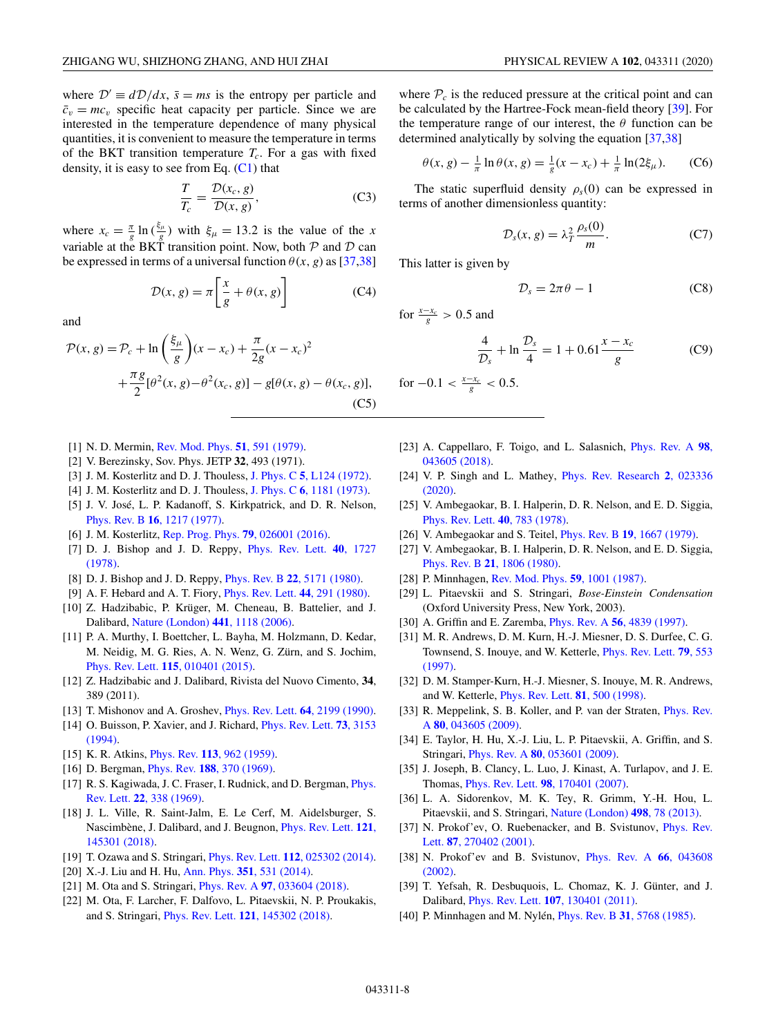where $\mathcal{D}' \equiv d\mathcal{D}/dx$, $\bar{s} = ms$ is the entropy per particle and $\bar{c}_v = mc_v$ specific heat capacity per particle. Since we are interested in the temperature dependence of many physical quantities, it is convenient to measure the temperature in terms of the BKT transition temperature $T_c$. For a gas with fixed density, it is easy to see from Eq. (C1) that

$$\frac{T}{T_c} = \frac{\mathcal{D}(x_c, g)}{\mathcal{D}(x, g)}, \tag{C3}$$

where $x_c = \frac{\pi}{g}\ln\left(\frac{\xi_\mu}{g}\right)$ with $\xi_\mu = 13.2$ is the value of the $x$ variable at the BKT transition point. Now, both $\mathcal{P}$ and $\mathcal{D}$ can be expressed in terms of a universal function $\theta(x, g)$ as [37,38]

$$\mathcal{D}(x, g) = \pi\left[\frac{x}{g} + \theta(x, g)\right] \tag{C4}$$

and

$$\mathcal{P}(x, g) = \mathcal{P}_c + \ln\left(\frac{\xi_\mu}{g}\right)(x - x_c) + \frac{\pi}{2g}(x - x_c)^2 + \frac{\pi g}{2}[\theta^2(x, g) - \theta^2(x_c, g)] - g[\theta(x, g) - \theta(x_c, g)], \tag{C5}$$

where $\mathcal{P}_c$ is the reduced pressure at the critical point and can be calculated by the Hartree-Fock mean-field theory [39]. For the temperature range of our interest, the $\theta$ function can be determined analytically by solving the equation [37,38]

$$\theta(x, g) - \frac{1}{\pi}\ln\theta(x, g) = \frac{1}{g}(x - x_c) + \frac{1}{\pi}\ln(2\xi_\mu). \tag{C6}$$

The static superfluid density $\rho_s(0)$ can be expressed in terms of another dimensionless quantity:

$$\mathcal{D}_s(x, g) = \lambda_T^2 \frac{\rho_s(0)}{m}. \tag{C7}$$

This latter is given by

$$\mathcal{D}_s = 2\pi\theta - 1 \tag{C8}$$

for $\frac{x - x_c}{g} > 0.5$ and

$$\frac{4}{\mathcal{D}_s} + \ln\frac{\mathcal{D}_s}{4} = 1 + 0.61\frac{x - x_c}{g} \tag{C9}$$

for $-0.1 < \frac{x - x_c}{g} < 0.5$.

---

[1] N. D. Mermin, Rev. Mod. Phys. **51**, 591 (1979).
[2] V. Berezinsky, Sov. Phys. JETP **32**, 493 (1971).
[3] J. M. Kosterlitz and D. J. Thouless, J. Phys. C **5**, L124 (1972).
[4] J. M. Kosterlitz and D. J. Thouless, J. Phys. C **6**, 1181 (1973).
[5] J. V. José, L. P. Kadanoff, S. Kirkpatrick, and D. R. Nelson, Phys. Rev. B **16**, 1217 (1977).
[6] J. M. Kosterlitz, Rep. Prog. Phys. **79**, 026001 (2016).
[7] D. J. Bishop and J. D. Reppy, Phys. Rev. Lett. **40**, 1727 (1978).
[8] D. J. Bishop and J. D. Reppy, Phys. Rev. B **22**, 5171 (1980).
[9] A. F. Hebard and A. T. Fiory, Phys. Rev. Lett. **44**, 291 (1980).
[10] Z. Hadzibabic, P. Krüger, M. Cheneau, B. Battelier, and J. Dalibard, Nature (London) **441**, 1118 (2006).
[11] P. A. Murthy, I. Boettcher, L. Bayha, M. Holzmann, D. Kedar, M. Neidig, M. G. Ries, A. N. Wenz, G. Zürn, and S. Jochim, Phys. Rev. Lett. **115**, 010401 (2015).
[12] Z. Hadzibabic and J. Dalibard, Rivista del Nuovo Cimento, **34**, 389 (2011).
[13] T. Mishonov and A. Groshev, Phys. Rev. Lett. **64**, 2199 (1990).
[14] O. Buisson, P. Xavier, and J. Richard, Phys. Rev. Lett. **73**, 3153 (1994).
[15] K. R. Atkins, Phys. Rev. **113**, 962 (1959).
[16] D. Bergman, Phys. Rev. **188**, 370 (1969).
[17] R. S. Kagiwada, J. C. Fraser, I. Rudnick, and D. Bergman, Phys. Rev. Lett. **22**, 338 (1969).
[18] J. L. Ville, R. Saint-Jalm, E. Le Cerf, M. Aidelsburger, S. Nascimbène, J. Dalibard, and J. Beugnon, Phys. Rev. Lett. **121**, 145301 (2018).
[19] T. Ozawa and S. Stringari, Phys. Rev. Lett. **112**, 025302 (2014).
[20] X.-J. Liu and H. Hu, Ann. Phys. **351**, 531 (2014).
[21] M. Ota and S. Stringari, Phys. Rev. A **97**, 033604 (2018).
[22] M. Ota, F. Larcher, F. Dalfovo, L. Pitaevskii, N. P. Proukakis, and S. Stringari, Phys. Rev. Lett. **121**, 145302 (2018).
[23] A. Cappellaro, F. Toigo, and L. Salasnich, Phys. Rev. A **98**, 043605 (2018).
[24] V. P. Singh and L. Mathey, Phys. Rev. Research **2**, 023336 (2020).
[25] V. Ambegaokar, B. I. Halperin, D. R. Nelson, and E. D. Siggia, Phys. Rev. Lett. **40**, 783 (1978).
[26] V. Ambegaokar and S. Teitel, Phys. Rev. B **19**, 1667 (1979).
[27] V. Ambegaokar, B. I. Halperin, D. R. Nelson, and E. D. Siggia, Phys. Rev. B **21**, 1806 (1980).
[28] P. Minnhagen, Rev. Mod. Phys. **59**, 1001 (1987).
[29] L. Pitaevskii and S. Stringari, *Bose-Einstein Condensation* (Oxford University Press, New York, 2003).
[30] A. Griffin and E. Zaremba, Phys. Rev. A **56**, 4839 (1997).
[31] M. R. Andrews, D. M. Kurn, H.-J. Miesner, D. S. Durfee, C. G. Townsend, S. Inouye, and W. Ketterle, Phys. Rev. Lett. **79**, 553 (1997).
[32] D. M. Stamper-Kurn, H.-J. Miesner, S. Inouye, M. R. Andrews, and W. Ketterle, Phys. Rev. Lett. **81**, 500 (1998).
[33] R. Meppelink, S. B. Koller, and P. van der Straten, Phys. Rev. A **80**, 043605 (2009).
[34] E. Taylor, H. Hu, X.-J. Liu, L. P. Pitaevskii, A. Griffin, and S. Stringari, Phys. Rev. A **80**, 053601 (2009).
[35] J. Joseph, B. Clancy, L. Luo, J. Kinast, A. Turlapov, and J. E. Thomas, Phys. Rev. Lett. **98**, 170401 (2007).
[36] L. A. Sidorenkov, M. K. Tey, R. Grimm, Y.-H. Hou, L. Pitaevskii, and S. Stringari, Nature (London) **498**, 78 (2013).
[37] N. Prokof'ev, O. Ruebenacker, and B. Svistunov, Phys. Rev. Lett. **87**, 270402 (2001).
[38] N. Prokof'ev and B. Svistunov, Phys. Rev. A **66**, 043608 (2002).
[39] T. Yefsah, R. Desbuquois, L. Chomaz, K. J. Günter, and J. Dalibard, Phys. Rev. Lett. **107**, 130401 (2011).
[40] P. Minnhagen and M. Nylén, Phys. Rev. B **31**, 5768 (1985).